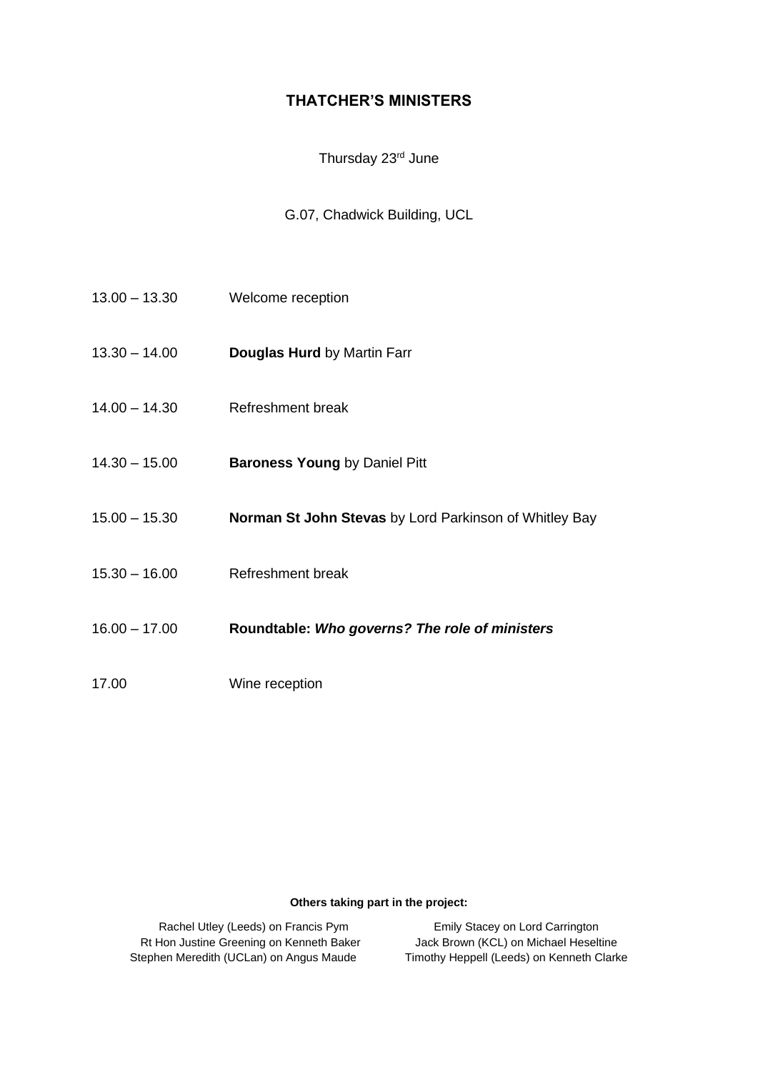# THATCHER'S MINISTERS

Thursday 23rd June

G.07, Chadwick Building, UCL

| | |
|---|---|
| 13.00 – 13.30 | Welcome reception |
| 13.30 – 14.00 | **Douglas Hurd** by Martin Farr |
| 14.00 – 14.30 | Refreshment break |
| 14.30 – 15.00 | **Baroness Young** by Daniel Pitt |
| 15.00 – 15.30 | **Norman St John Stevas** by Lord Parkinson of Whitley Bay |
| 15.30 – 16.00 | Refreshment break |
| 16.00 – 17.00 | **Roundtable: *Who governs? The role of ministers*** |
| 17.00 | Wine reception |

**Others taking part in the project:**

Rachel Utley (Leeds) on Francis Pym
Rt Hon Justine Greening on Kenneth Baker
Stephen Meredith (UCLan) on Angus Maude
Emily Stacey on Lord Carrington
Jack Brown (KCL) on Michael Heseltine
Timothy Heppell (Leeds) on Kenneth Clarke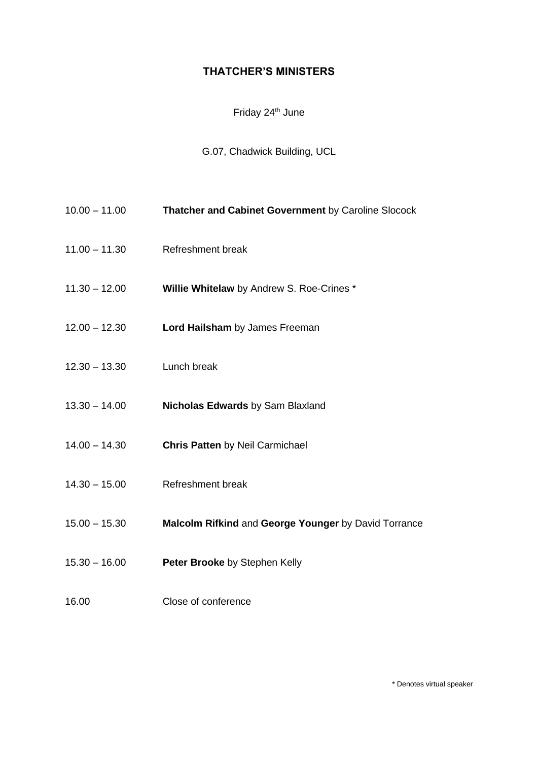# THATCHER'S MINISTERS

Friday 24th June

G.07, Chadwick Building, UCL

| | |
|---|---|
| 10.00 – 11.00 | **Thatcher and Cabinet Government** by Caroline Slocock |
| 11.00 – 11.30 | Refreshment break |
| 11.30 – 12.00 | **Willie Whitelaw** by Andrew S. Roe-Crines * |
| 12.00 – 12.30 | **Lord Hailsham** by James Freeman |
| 12.30 – 13.30 | Lunch break |
| 13.30 – 14.00 | **Nicholas Edwards** by Sam Blaxland |
| 14.00 – 14.30 | **Chris Patten** by Neil Carmichael |
| 14.30 – 15.00 | Refreshment break |
| 15.00 – 15.30 | **Malcolm Rifkind** and **George Younger** by David Torrance |
| 15.30 – 16.00 | **Peter Brooke** by Stephen Kelly |
| 16.00 | Close of conference |

\* Denotes virtual speaker